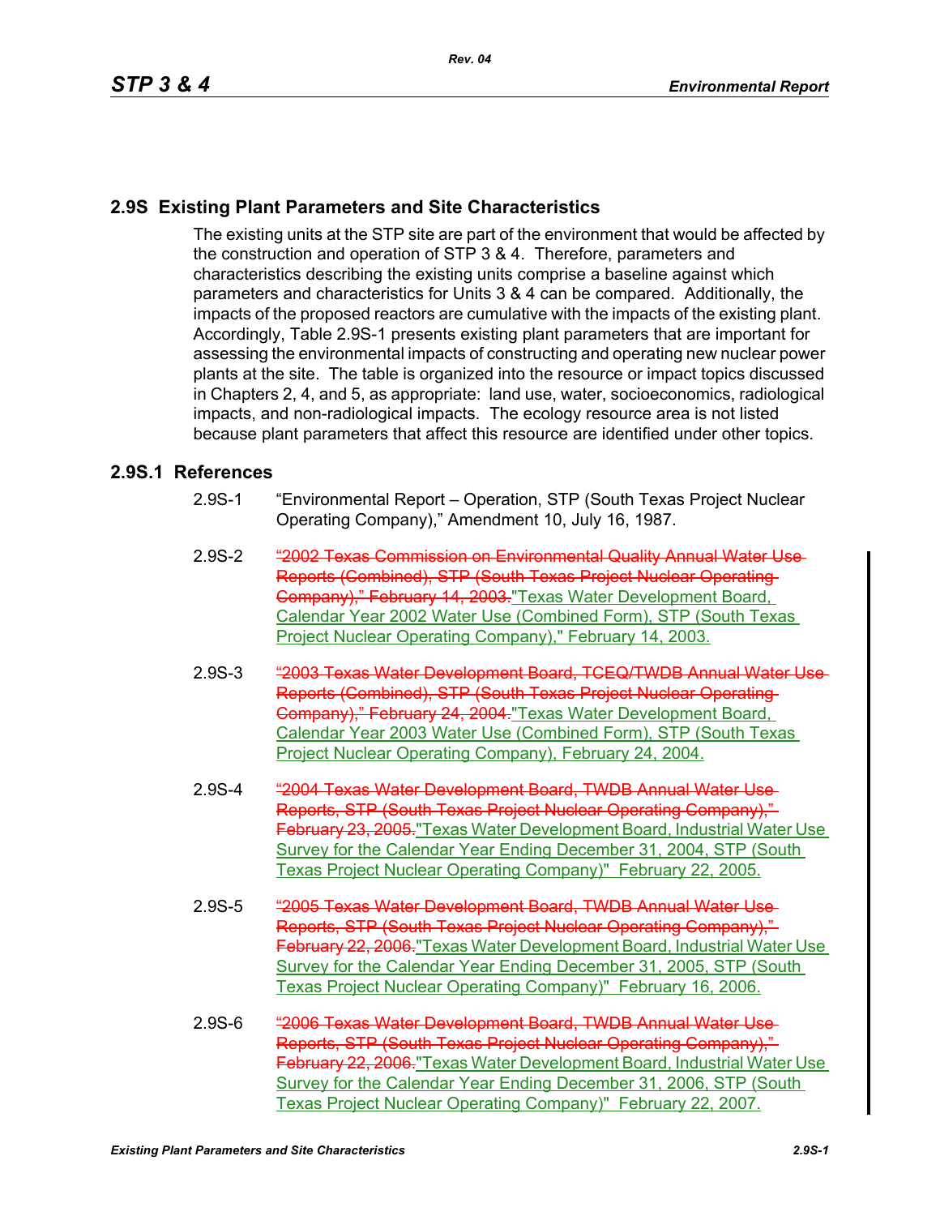## 2.9S Existing Plant Parameters and Site Characteristics

The existing units at the STP site are part of the environment that would be affected by the construction and operation of STP 3 & 4. Therefore, parameters and characteristics describing the existing units comprise a baseline against which parameters and characteristics for Units 3 & 4 can be compared. Additionally, the impacts of the proposed reactors are cumulative with the impacts of the existing plant. Accordingly, Table 2.9S-1 presents existing plant parameters that are important for assessing the environmental impacts of constructing and operating new nuclear power plants at the site. The table is organized into the resource or impact topics discussed in Chapters 2, 4, and 5, as appropriate: land use, water, socioeconomics, radiological impacts, and non-radiological impacts. The ecology resource area is not listed because plant parameters that affect this resource are identified under other topics.

### 2.9S.1 References

2.9S-1 "Environmental Report – Operation, STP (South Texas Project Nuclear Operating Company)," Amendment 10, July 16, 1987.

2.9S-2 ~~"2002 Texas Commission on Environmental Quality Annual Water Use Reports (Combined), STP (South Texas Project Nuclear Operating Company)," February 14, 2003.~~"Texas Water Development Board, Calendar Year 2002 Water Use (Combined Form), STP (South Texas Project Nuclear Operating Company)," February 14, 2003.

2.9S-3 ~~"2003 Texas Water Development Board, TCEQ/TWDB Annual Water Use Reports (Combined), STP (South Texas Project Nuclear Operating Company)," February 24, 2004.~~"Texas Water Development Board, Calendar Year 2003 Water Use (Combined Form), STP (South Texas Project Nuclear Operating Company), February 24, 2004.

2.9S-4 ~~"2004 Texas Water Development Board, TWDB Annual Water Use Reports, STP (South Texas Project Nuclear Operating Company)," February 23, 2005.~~"Texas Water Development Board, Industrial Water Use Survey for the Calendar Year Ending December 31, 2004, STP (South Texas Project Nuclear Operating Company)" February 22, 2005.

2.9S-5 ~~"2005 Texas Water Development Board, TWDB Annual Water Use Reports, STP (South Texas Project Nuclear Operating Company)," February 22, 2006.~~"Texas Water Development Board, Industrial Water Use Survey for the Calendar Year Ending December 31, 2005, STP (South Texas Project Nuclear Operating Company)" February 16, 2006.

2.9S-6 ~~"2006 Texas Water Development Board, TWDB Annual Water Use Reports, STP (South Texas Project Nuclear Operating Company)," February 22, 2006.~~"Texas Water Development Board, Industrial Water Use Survey for the Calendar Year Ending December 31, 2006, STP (South Texas Project Nuclear Operating Company)" February 22, 2007.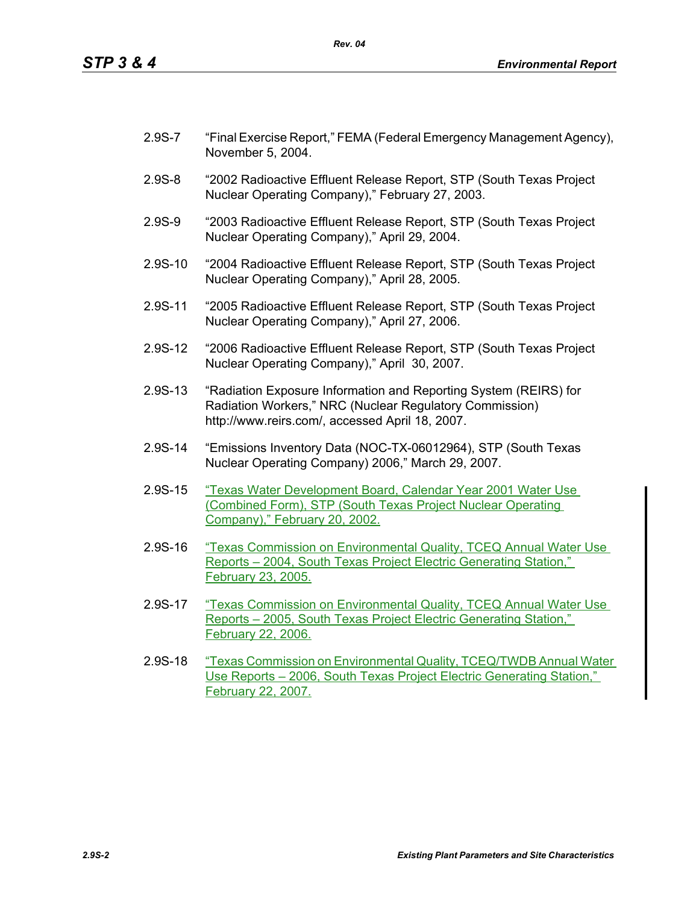2.9S-7 "Final Exercise Report," FEMA (Federal Emergency Management Agency), November 5, 2004.

2.9S-8 "2002 Radioactive Effluent Release Report, STP (South Texas Project Nuclear Operating Company)," February 27, 2003.

2.9S-9 "2003 Radioactive Effluent Release Report, STP (South Texas Project Nuclear Operating Company)," April 29, 2004.

2.9S-10 "2004 Radioactive Effluent Release Report, STP (South Texas Project Nuclear Operating Company)," April 28, 2005.

2.9S-11 "2005 Radioactive Effluent Release Report, STP (South Texas Project Nuclear Operating Company)," April 27, 2006.

2.9S-12 "2006 Radioactive Effluent Release Report, STP (South Texas Project Nuclear Operating Company)," April 30, 2007.

2.9S-13 "Radiation Exposure Information and Reporting System (REIRS) for Radiation Workers," NRC (Nuclear Regulatory Commission) http://www.reirs.com/, accessed April 18, 2007.

2.9S-14 "Emissions Inventory Data (NOC-TX-06012964), STP (South Texas Nuclear Operating Company) 2006," March 29, 2007.

2.9S-15 "Texas Water Development Board, Calendar Year 2001 Water Use (Combined Form), STP (South Texas Project Nuclear Operating Company)," February 20, 2002.

2.9S-16 "Texas Commission on Environmental Quality, TCEQ Annual Water Use Reports – 2004, South Texas Project Electric Generating Station," February 23, 2005.

2.9S-17 "Texas Commission on Environmental Quality, TCEQ Annual Water Use Reports – 2005, South Texas Project Electric Generating Station," February 22, 2006.

2.9S-18 "Texas Commission on Environmental Quality, TCEQ/TWDB Annual Water Use Reports – 2006, South Texas Project Electric Generating Station," February 22, 2007.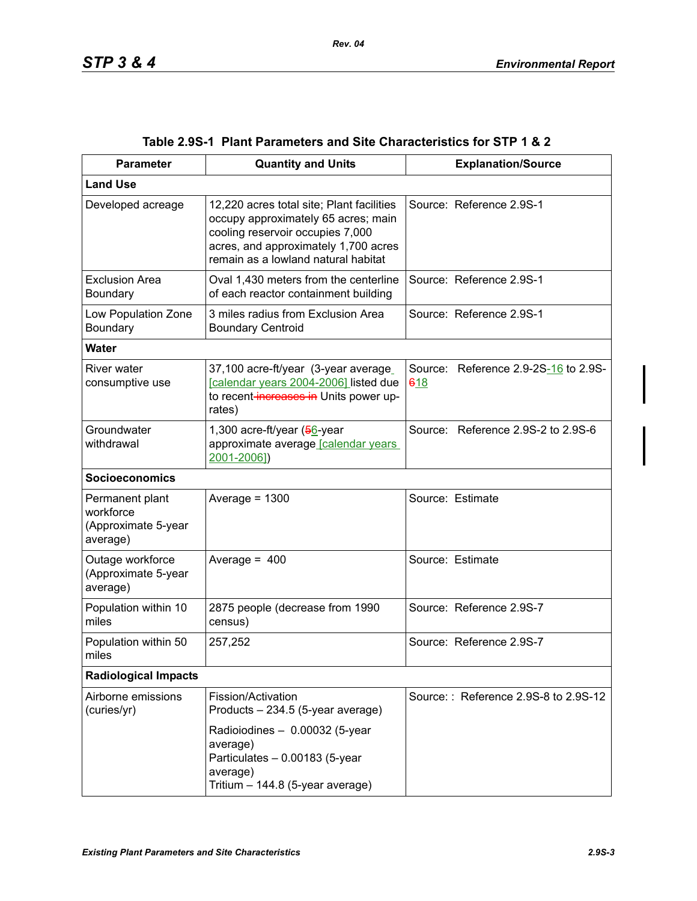**Table 2.9S-1 Plant Parameters and Site Characteristics for STP 1 & 2**

| Parameter | Quantity and Units | Explanation/Source |
|---|---|---|
| **Land Use** | | |
| Developed acreage | 12,220 acres total site; Plant facilities occupy approximately 65 acres; main cooling reservoir occupies 7,000 acres, and approximately 1,700 acres remain as a lowland natural habitat | Source: Reference 2.9S-1 |
| Exclusion Area Boundary | Oval 1,430 meters from the centerline of each reactor containment building | Source: Reference 2.9S-1 |
| Low Population Zone Boundary | 3 miles radius from Exclusion Area Boundary Centroid | Source: Reference 2.9S-1 |
| **Water** | | |
| River water consumptive use | 37,100 acre-ft/year (3-year average [calendar years 2004-2006] listed due to recent ~~increases in~~ Units power up-rates) | Source: Reference 2.9-2S-16 to 2.9S-~~6~~18 |
| Groundwater withdrawal | 1,300 acre-ft/year (~~5~~6-year approximate average [calendar years 2001-2006]) | Source: Reference 2.9S-2 to 2.9S-6 |
| **Socioeconomics** | | |
| Permanent plant workforce (Approximate 5-year average) | Average = 1300 | Source: Estimate |
| Outage workforce (Approximate 5-year average) | Average = 400 | Source: Estimate |
| Population within 10 miles | 2875 people (decrease from 1990 census) | Source: Reference 2.9S-7 |
| Population within 50 miles | 257,252 | Source: Reference 2.9S-7 |
| **Radiological Impacts** | | |
| Airborne emissions (curies/yr) | Fission/Activation Products – 234.5 (5-year average)<br>Radioiodines – 0.00032 (5-year average)<br>Particulates – 0.00183 (5-year average)<br>Tritium – 144.8 (5-year average) | Source: : Reference 2.9S-8 to 2.9S-12 |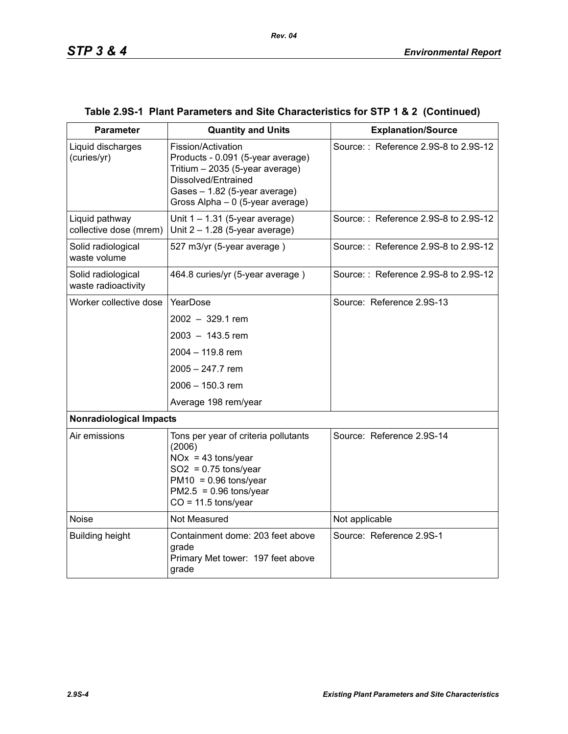**Table 2.9S-1 Plant Parameters and Site Characteristics for STP 1 & 2 (Continued)**

| Parameter | Quantity and Units | Explanation/Source |
|---|---|---|
| Liquid discharges (curies/yr) | Fission/Activation Products - 0.091 (5-year average)<br>Tritium – 2035 (5-year average)<br>Dissolved/Entrained Gases – 1.82 (5-year average)<br>Gross Alpha – 0 (5-year average) | Source: : Reference 2.9S-8 to 2.9S-12 |
| Liquid pathway collective dose (mrem) | Unit 1 – 1.31 (5-year average)<br>Unit 2 – 1.28 (5-year average) | Source: : Reference 2.9S-8 to 2.9S-12 |
| Solid radiological waste volume | 527 m3/yr (5-year average ) | Source: : Reference 2.9S-8 to 2.9S-12 |
| Solid radiological waste radioactivity | 464.8 curies/yr (5-year average ) | Source: : Reference 2.9S-8 to 2.9S-12 |
| Worker collective dose | YearDose<br>2002 – 329.1 rem<br>2003 – 143.5 rem<br>2004 – 119.8 rem<br>2005 – 247.7 rem<br>2006 – 150.3 rem<br>Average 198 rem/year | Source: Reference 2.9S-13 |
| **Nonradiological Impacts** | | |
| Air emissions | Tons per year of criteria pollutants (2006)<br>NOx = 43 tons/year<br>$SO_2$ = 0.75 tons/year<br>PM10 = 0.96 tons/year<br>PM2.5 = 0.96 tons/year<br>CO = 11.5 tons/year | Source: Reference 2.9S-14 |
| Noise | Not Measured | Not applicable |
| Building height | Containment dome: 203 feet above grade<br>Primary Met tower: 197 feet above grade | Source: Reference 2.9S-1 |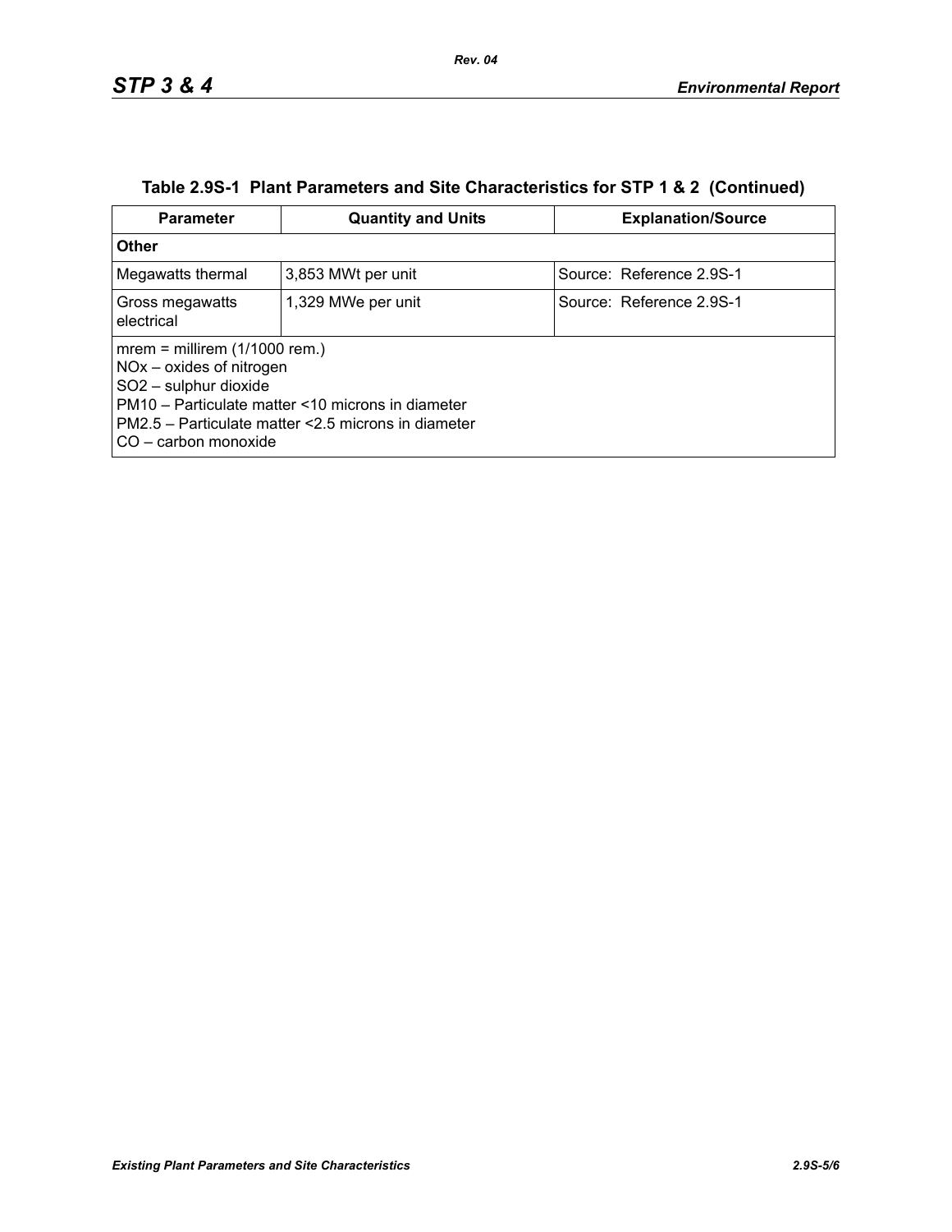### Table 2.9S-1 Plant Parameters and Site Characteristics for STP 1 & 2 (Continued)

| Parameter | Quantity and Units | Explanation/Source |
|---|---|---|
| **Other** | | |
| Megawatts thermal | 3,853 MWt per unit | Source: Reference 2.9S-1 |
| Gross megawatts electrical | 1,329 MWe per unit | Source: Reference 2.9S-1 |
| mrem = millirem (1/1000 rem.)<br>NOx – oxides of nitrogen<br>SO2 – sulphur dioxide<br>PM10 – Particulate matter <10 microns in diameter<br>PM2.5 – Particulate matter <2.5 microns in diameter<br>CO – carbon monoxide | | |